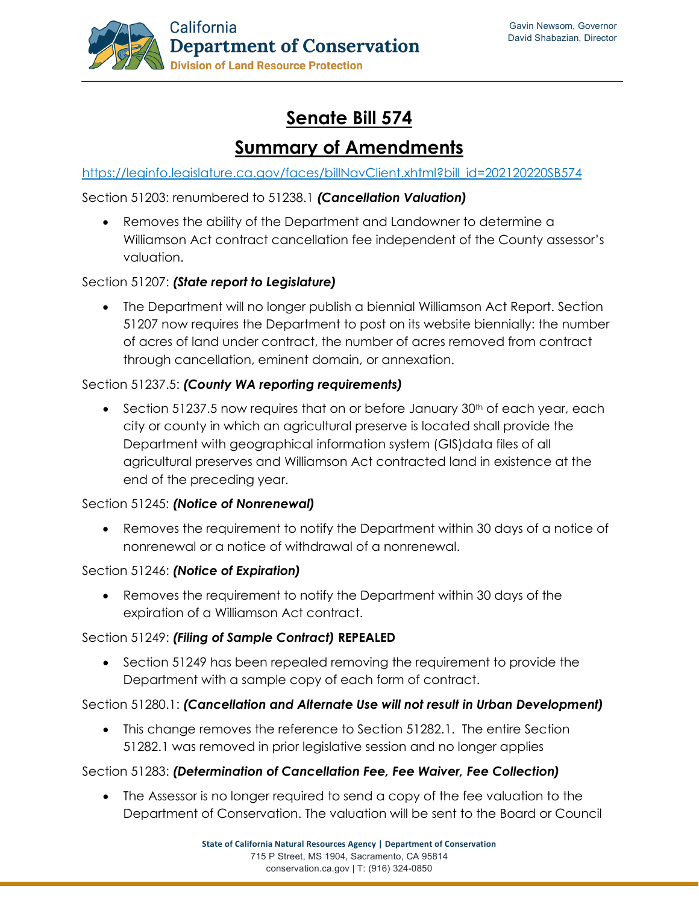# Senate Bill 574

## Summary of Amendments

https://leginfo.legislature.ca.gov/faces/billNavClient.xhtml?bill_id=202120220SB574

Section 51203: renumbered to 51238.1 ***(Cancellation Valuation)***

- Removes the ability of the Department and Landowner to determine a Williamson Act contract cancellation fee independent of the County assessor's valuation.

Section 51207: ***(State report to Legislature)***

- The Department will no longer publish a biennial Williamson Act Report. Section 51207 now requires the Department to post on its website biennially: the number of acres of land under contract, the number of acres removed from contract through cancellation, eminent domain, or annexation.

Section 51237.5: ***(County WA reporting requirements)***

- Section 51237.5 now requires that on or before January 30th of each year, each city or county in which an agricultural preserve is located shall provide the Department with geographical information system (GIS)data files of all agricultural preserves and Williamson Act contracted land in existence at the end of the preceding year.

Section 51245: ***(Notice of Nonrenewal)***

- Removes the requirement to notify the Department within 30 days of a notice of nonrenewal or a notice of withdrawal of a nonrenewal.

Section 51246: ***(Notice of Expiration)***

- Removes the requirement to notify the Department within 30 days of the expiration of a Williamson Act contract.

Section 51249: ***(Filing of Sample Contract)*** **REPEALED**

- Section 51249 has been repealed removing the requirement to provide the Department with a sample copy of each form of contract.

Section 51280.1: ***(Cancellation and Alternate Use will not result in Urban Development)***

- This change removes the reference to Section 51282.1. The entire Section 51282.1 was removed in prior legislative session and no longer applies

Section 51283: ***(Determination of Cancellation Fee, Fee Waiver, Fee Collection)***

- The Assessor is no longer required to send a copy of the fee valuation to the Department of Conservation. The valuation will be sent to the Board or Council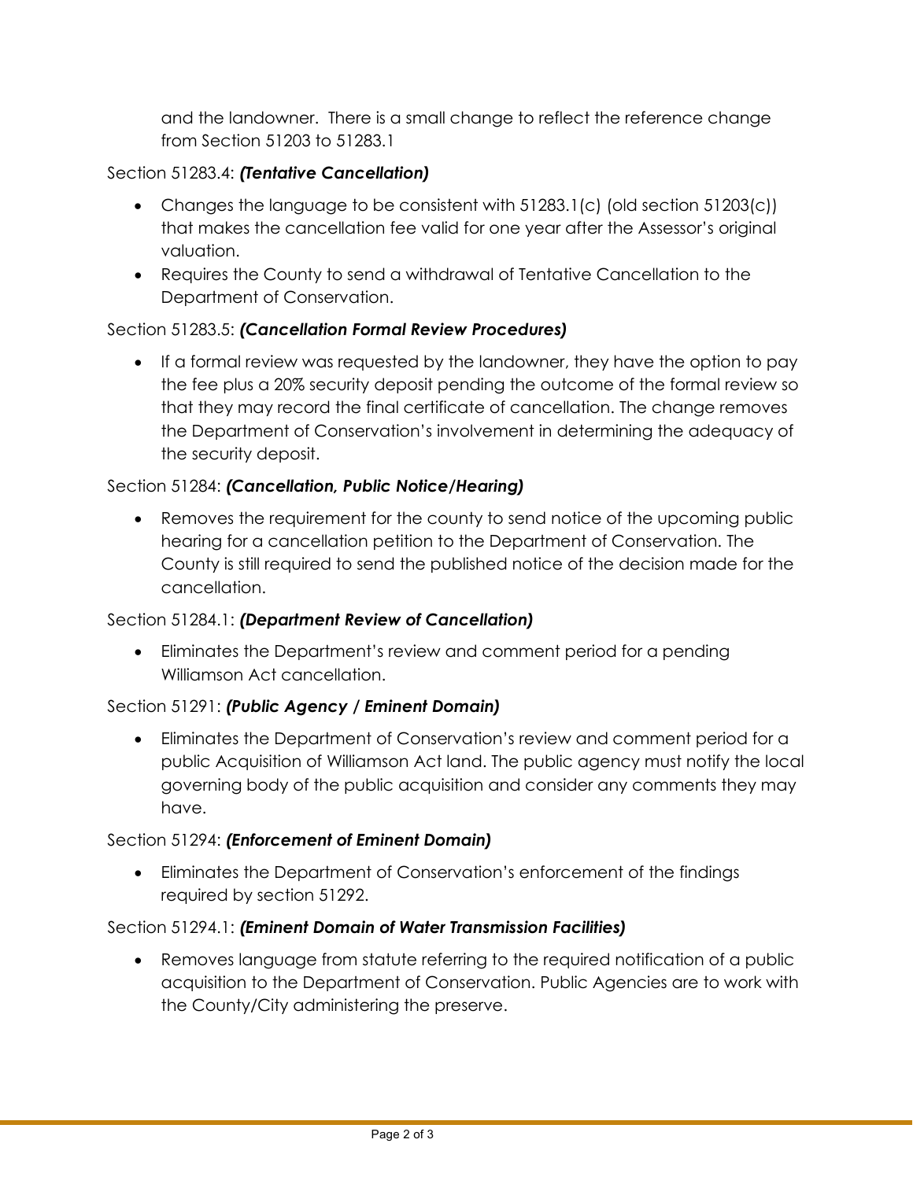and the landowner. There is a small change to reflect the reference change from Section 51203 to 51283.1

Section 51283.4: ***(Tentative Cancellation)***

- Changes the language to be consistent with 51283.1(c) (old section 51203(c)) that makes the cancellation fee valid for one year after the Assessor's original valuation.
- Requires the County to send a withdrawal of Tentative Cancellation to the Department of Conservation.

Section 51283.5: ***(Cancellation Formal Review Procedures)***

- If a formal review was requested by the landowner, they have the option to pay the fee plus a 20% security deposit pending the outcome of the formal review so that they may record the final certificate of cancellation. The change removes the Department of Conservation's involvement in determining the adequacy of the security deposit.

Section 51284: ***(Cancellation, Public Notice/Hearing)***

- Removes the requirement for the county to send notice of the upcoming public hearing for a cancellation petition to the Department of Conservation. The County is still required to send the published notice of the decision made for the cancellation.

Section 51284.1: ***(Department Review of Cancellation)***

- Eliminates the Department's review and comment period for a pending Williamson Act cancellation.

Section 51291: ***(Public Agency / Eminent Domain)***

- Eliminates the Department of Conservation's review and comment period for a public Acquisition of Williamson Act land. The public agency must notify the local governing body of the public acquisition and consider any comments they may have.

Section 51294: ***(Enforcement of Eminent Domain)***

- Eliminates the Department of Conservation's enforcement of the findings required by section 51292.

Section 51294.1: ***(Eminent Domain of Water Transmission Facilities)***

- Removes language from statute referring to the required notification of a public acquisition to the Department of Conservation. Public Agencies are to work with the County/City administering the preserve.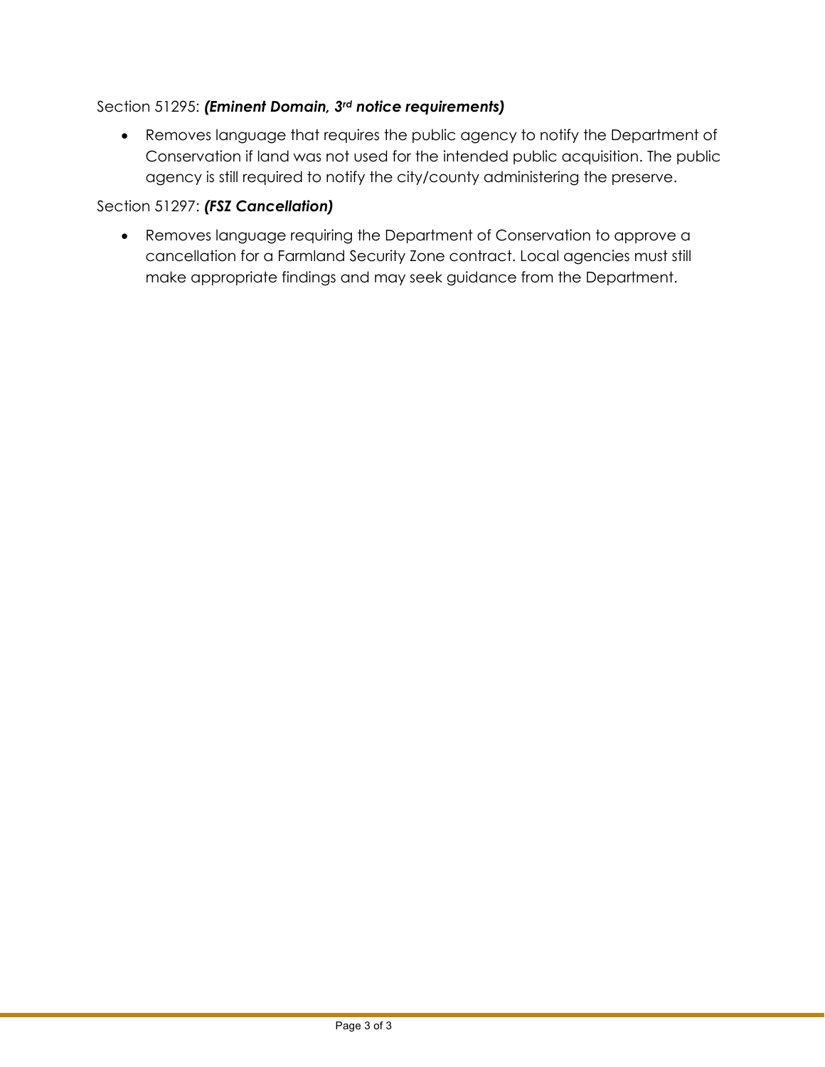Section 51295: ***(Eminent Domain, 3rd notice requirements)***

- Removes language that requires the public agency to notify the Department of Conservation if land was not used for the intended public acquisition. The public agency is still required to notify the city/county administering the preserve.

Section 51297: ***(FSZ Cancellation)***

- Removes language requiring the Department of Conservation to approve a cancellation for a Farmland Security Zone contract. Local agencies must still make appropriate findings and may seek guidance from the Department.